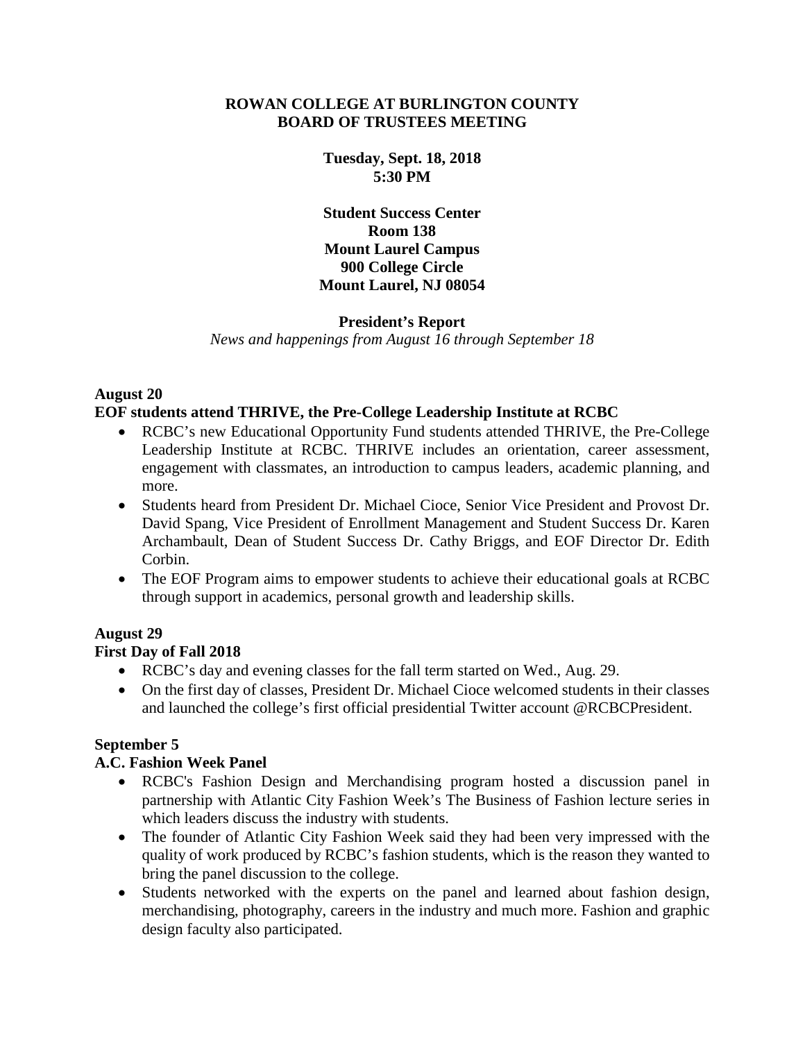**ROWAN COLLEGE AT BURLINGTON COUNTY**
**BOARD OF TRUSTEES MEETING**

**Tuesday, Sept. 18, 2018**
**5:30 PM**

**Student Success Center**
**Room 138**
**Mount Laurel Campus**
**900 College Circle**
**Mount Laurel, NJ 08054**

## President's Report

*News and happenings from August 16 through September 18*

### August 20

**EOF students attend THRIVE, the Pre-College Leadership Institute at RCBC**

- RCBC's new Educational Opportunity Fund students attended THRIVE, the Pre-College Leadership Institute at RCBC. THRIVE includes an orientation, career assessment, engagement with classmates, an introduction to campus leaders, academic planning, and more.
- Students heard from President Dr. Michael Cioce, Senior Vice President and Provost Dr. David Spang, Vice President of Enrollment Management and Student Success Dr. Karen Archambault, Dean of Student Success Dr. Cathy Briggs, and EOF Director Dr. Edith Corbin.
- The EOF Program aims to empower students to achieve their educational goals at RCBC through support in academics, personal growth and leadership skills.

### August 29

**First Day of Fall 2018**

- RCBC's day and evening classes for the fall term started on Wed., Aug. 29.
- On the first day of classes, President Dr. Michael Cioce welcomed students in their classes and launched the college's first official presidential Twitter account @RCBCPresident.

### September 5

**A.C. Fashion Week Panel**

- RCBC's Fashion Design and Merchandising program hosted a discussion panel in partnership with Atlantic City Fashion Week's The Business of Fashion lecture series in which leaders discuss the industry with students.
- The founder of Atlantic City Fashion Week said they had been very impressed with the quality of work produced by RCBC's fashion students, which is the reason they wanted to bring the panel discussion to the college.
- Students networked with the experts on the panel and learned about fashion design, merchandising, photography, careers in the industry and much more. Fashion and graphic design faculty also participated.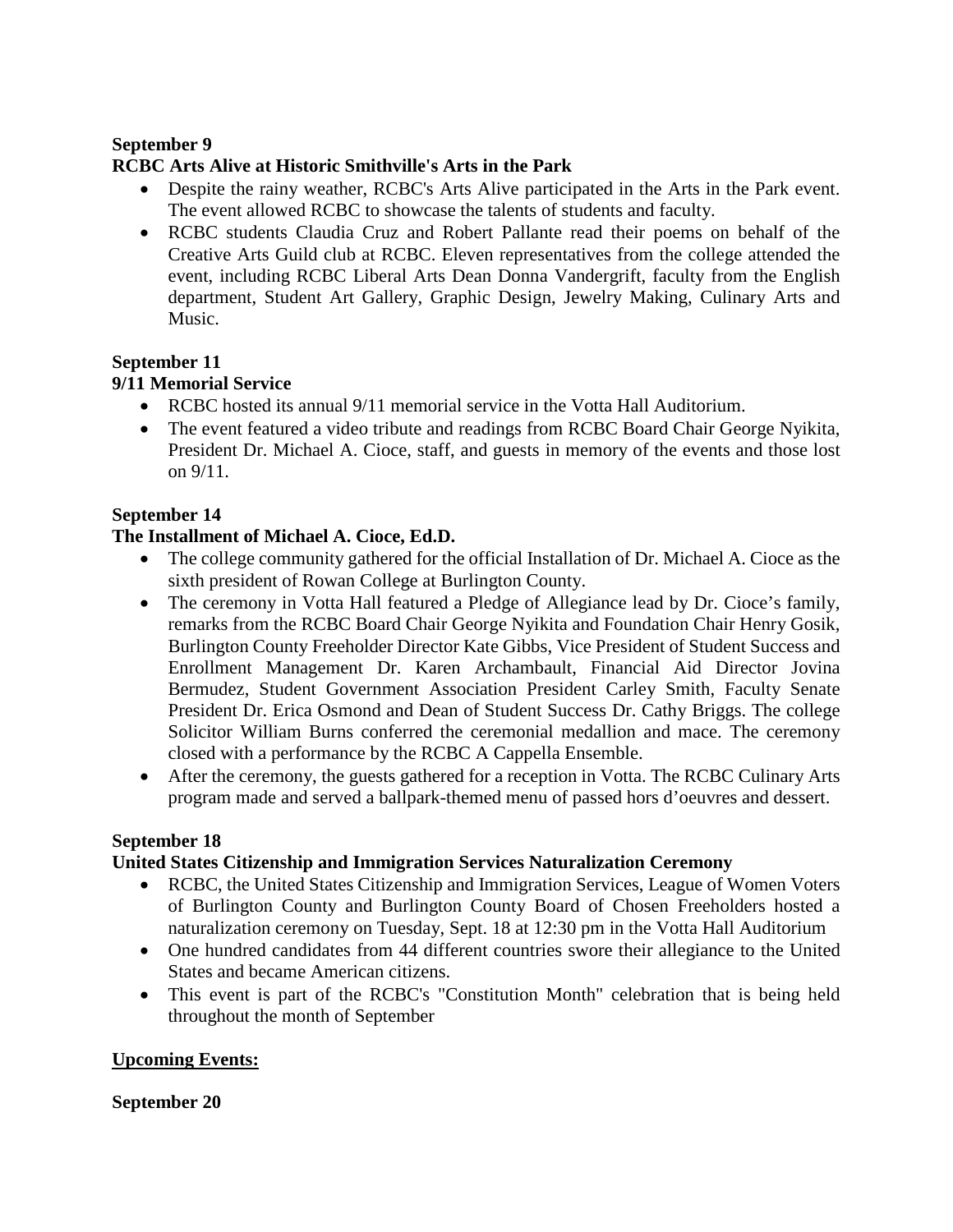**September 9**
**RCBC Arts Alive at Historic Smithville's Arts in the Park**

- Despite the rainy weather, RCBC's Arts Alive participated in the Arts in the Park event. The event allowed RCBC to showcase the talents of students and faculty.
- RCBC students Claudia Cruz and Robert Pallante read their poems on behalf of the Creative Arts Guild club at RCBC. Eleven representatives from the college attended the event, including RCBC Liberal Arts Dean Donna Vandergrift, faculty from the English department, Student Art Gallery, Graphic Design, Jewelry Making, Culinary Arts and Music.

**September 11**
**9/11 Memorial Service**

- RCBC hosted its annual 9/11 memorial service in the Votta Hall Auditorium.
- The event featured a video tribute and readings from RCBC Board Chair George Nyikita, President Dr. Michael A. Cioce, staff, and guests in memory of the events and those lost on 9/11.

**September 14**
**The Installment of Michael A. Cioce, Ed.D.**

- The college community gathered for the official Installation of Dr. Michael A. Cioce as the sixth president of Rowan College at Burlington County.
- The ceremony in Votta Hall featured a Pledge of Allegiance lead by Dr. Cioce's family, remarks from the RCBC Board Chair George Nyikita and Foundation Chair Henry Gosik, Burlington County Freeholder Director Kate Gibbs, Vice President of Student Success and Enrollment Management Dr. Karen Archambault, Financial Aid Director Jovina Bermudez, Student Government Association President Carley Smith, Faculty Senate President Dr. Erica Osmond and Dean of Student Success Dr. Cathy Briggs. The college Solicitor William Burns conferred the ceremonial medallion and mace. The ceremony closed with a performance by the RCBC A Cappella Ensemble.
- After the ceremony, the guests gathered for a reception in Votta. The RCBC Culinary Arts program made and served a ballpark-themed menu of passed hors d'oeuvres and dessert.

**September 18**
**United States Citizenship and Immigration Services Naturalization Ceremony**

- RCBC, the United States Citizenship and Immigration Services, League of Women Voters of Burlington County and Burlington County Board of Chosen Freeholders hosted a naturalization ceremony on Tuesday, Sept. 18 at 12:30 pm in the Votta Hall Auditorium
- One hundred candidates from 44 different countries swore their allegiance to the United States and became American citizens.
- This event is part of the RCBC's "Constitution Month" celebration that is being held throughout the month of September

**<u>Upcoming Events:</u>**

**September 20**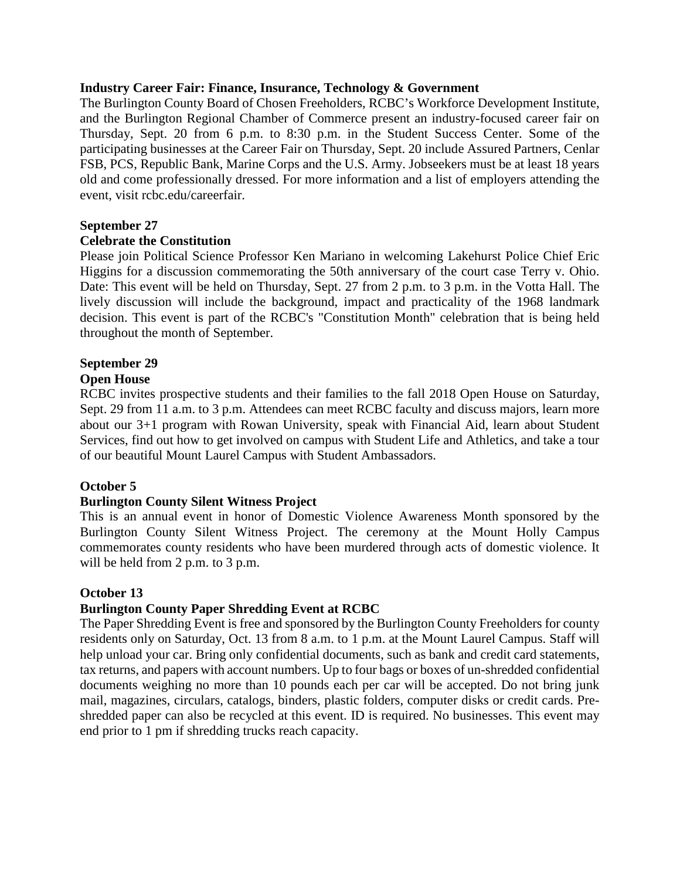**Industry Career Fair: Finance, Insurance, Technology & Government**

The Burlington County Board of Chosen Freeholders, RCBC's Workforce Development Institute, and the Burlington Regional Chamber of Commerce present an industry-focused career fair on Thursday, Sept. 20 from 6 p.m. to 8:30 p.m. in the Student Success Center. Some of the participating businesses at the Career Fair on Thursday, Sept. 20 include Assured Partners, Cenlar FSB, PCS, Republic Bank, Marine Corps and the U.S. Army. Jobseekers must be at least 18 years old and come professionally dressed. For more information and a list of employers attending the event, visit rcbc.edu/careerfair.

**September 27**

**Celebrate the Constitution**

Please join Political Science Professor Ken Mariano in welcoming Lakehurst Police Chief Eric Higgins for a discussion commemorating the 50th anniversary of the court case Terry v. Ohio. Date: This event will be held on Thursday, Sept. 27 from 2 p.m. to 3 p.m. in the Votta Hall. The lively discussion will include the background, impact and practicality of the 1968 landmark decision. This event is part of the RCBC's "Constitution Month" celebration that is being held throughout the month of September.

**September 29**

**Open House**

RCBC invites prospective students and their families to the fall 2018 Open House on Saturday, Sept. 29 from 11 a.m. to 3 p.m. Attendees can meet RCBC faculty and discuss majors, learn more about our 3+1 program with Rowan University, speak with Financial Aid, learn about Student Services, find out how to get involved on campus with Student Life and Athletics, and take a tour of our beautiful Mount Laurel Campus with Student Ambassadors.

**October 5**

**Burlington County Silent Witness Project**

This is an annual event in honor of Domestic Violence Awareness Month sponsored by the Burlington County Silent Witness Project. The ceremony at the Mount Holly Campus commemorates county residents who have been murdered through acts of domestic violence. It will be held from 2 p.m. to 3 p.m.

**October 13**

**Burlington County Paper Shredding Event at RCBC**

The Paper Shredding Event is free and sponsored by the Burlington County Freeholders for county residents only on Saturday, Oct. 13 from 8 a.m. to 1 p.m. at the Mount Laurel Campus. Staff will help unload your car. Bring only confidential documents, such as bank and credit card statements, tax returns, and papers with account numbers. Up to four bags or boxes of un-shredded confidential documents weighing no more than 10 pounds each per car will be accepted. Do not bring junk mail, magazines, circulars, catalogs, binders, plastic folders, computer disks or credit cards. Pre-shredded paper can also be recycled at this event. ID is required. No businesses. This event may end prior to 1 pm if shredding trucks reach capacity.